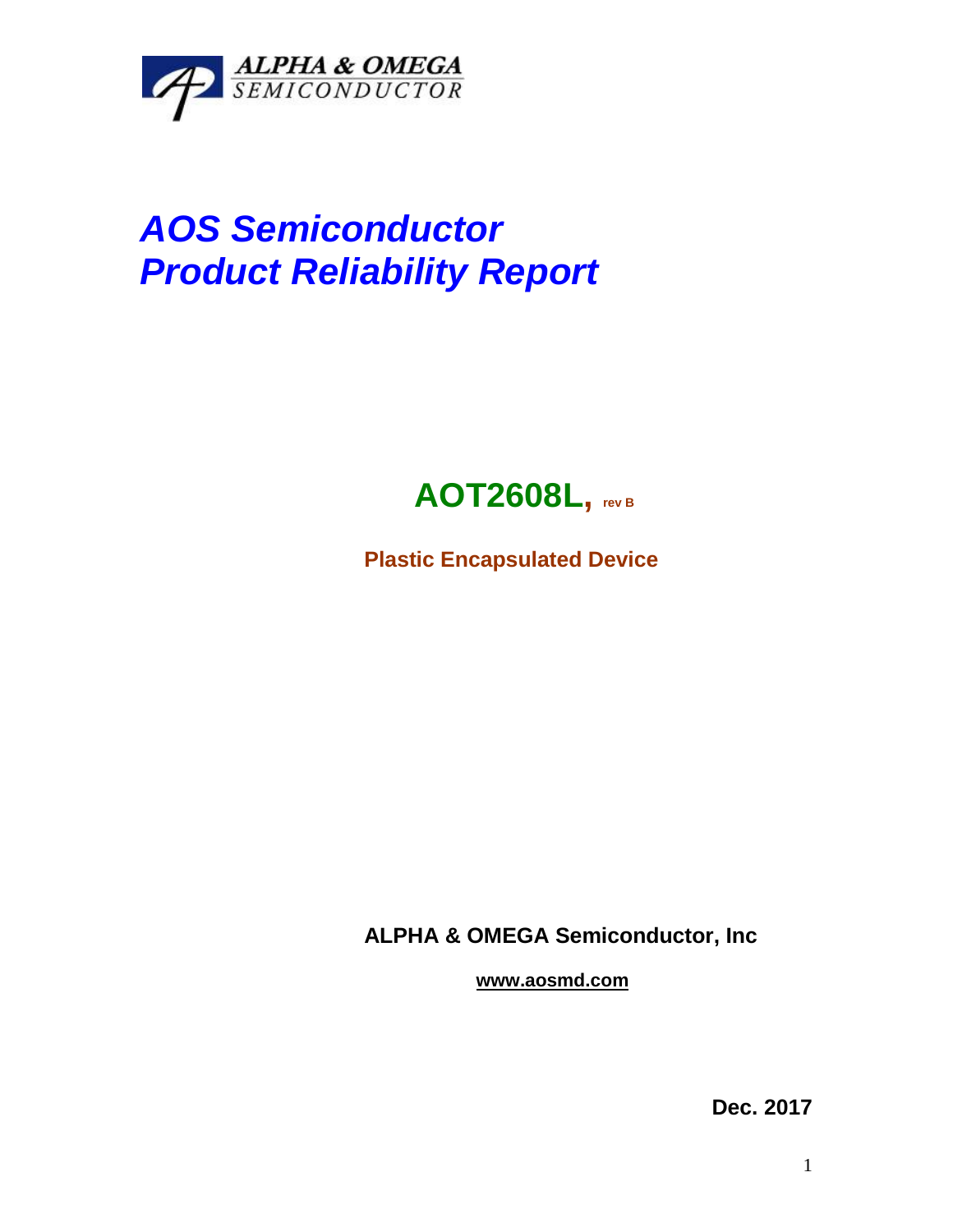ALPHA & OMEGA
SEMICONDUCTOR

# *AOS Semiconductor*
# *Product Reliability Report*

## AOT2608L, rev B

**Plastic Encapsulated Device**

**ALPHA & OMEGA Semiconductor, Inc**

**www.aosmd.com**

**Dec. 2017**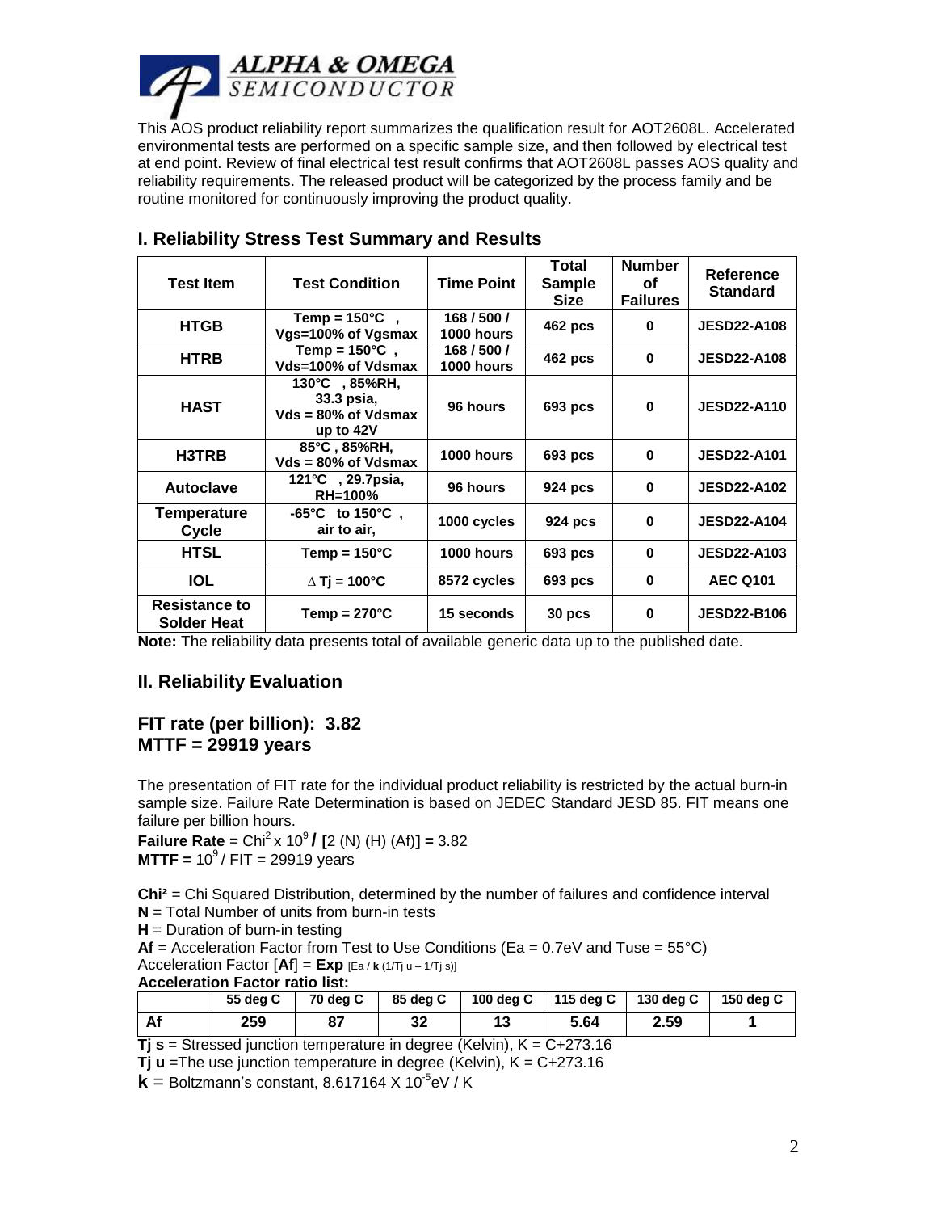ALPHA & OMEGA SEMICONDUCTOR

This AOS product reliability report summarizes the qualification result for AOT2608L. Accelerated environmental tests are performed on a specific sample size, and then followed by electrical test at end point. Review of final electrical test result confirms that AOT2608L passes AOS quality and reliability requirements. The released product will be categorized by the process family and be routine monitored for continuously improving the product quality.

## I. Reliability Stress Test Summary and Results

| Test Item | Test Condition | Time Point | Total Sample Size | Number of Failures | Reference Standard |
|---|---|---|---|---|---|
| **HTGB** | **Temp = 150°C , Vgs=100% of Vgsmax** | **168 / 500 / 1000 hours** | **462 pcs** | **0** | **JESD22-A108** |
| **HTRB** | **Temp = 150°C , Vds=100% of Vdsmax** | **168 / 500 / 1000 hours** | **462 pcs** | **0** | **JESD22-A108** |
| **HAST** | **130°C , 85%RH, 33.3 psia, Vds = 80% of Vdsmax up to 42V** | **96 hours** | **693 pcs** | **0** | **JESD22-A110** |
| **H3TRB** | **85°C , 85%RH, Vds = 80% of Vdsmax** | **1000 hours** | **693 pcs** | **0** | **JESD22-A101** |
| **Autoclave** | **121°C , 29.7psia, RH=100%** | **96 hours** | **924 pcs** | **0** | **JESD22-A102** |
| **Temperature Cycle** | **-65°C to 150°C , air to air,** | **1000 cycles** | **924 pcs** | **0** | **JESD22-A104** |
| **HTSL** | **Temp = 150°C** | **1000 hours** | **693 pcs** | **0** | **JESD22-A103** |
| **IOL** | **$\Delta$ Tj = 100°C** | **8572 cycles** | **693 pcs** | **0** | **AEC Q101** |
| **Resistance to Solder Heat** | **Temp = 270°C** | **15 seconds** | **30 pcs** | **0** | **JESD22-B106** |

**Note:** The reliability data presents total of available generic data up to the published date.

## II. Reliability Evaluation

### FIT rate (per billion): 3.82
### MTTF = 29919 years

The presentation of FIT rate for the individual product reliability is restricted by the actual burn-in sample size. Failure Rate Determination is based on JEDEC Standard JESD 85. FIT means one failure per billion hours.

**Failure Rate** = $Chi^2 \times 10^9$ **/ [**2 (N) (H) (Af)**] =** 3.82

**MTTF =** $10^9$ / FIT = 29919 years

**Chi²** = Chi Squared Distribution, determined by the number of failures and confidence interval

**N** = Total Number of units from burn-in tests

**H** = Duration of burn-in testing

**Af** = Acceleration Factor from Test to Use Conditions (Ea = 0.7eV and Tuse = 55°C)

Acceleration Factor [**Af**] = **Exp** [Ea / **k** (1/Tj u – 1/Tj s)]

**Acceleration Factor ratio list:**

| | 55 deg C | 70 deg C | 85 deg C | 100 deg C | 115 deg C | 130 deg C | 150 deg C |
|---|---|---|---|---|---|---|---|
| **Af** | **259** | **87** | **32** | **13** | **5.64** | **2.59** | **1** |

**Tj s** = Stressed junction temperature in degree (Kelvin), K = C+273.16

**Tj u** =The use junction temperature in degree (Kelvin), K = C+273.16

**k** = Boltzmann's constant, $8.617164 \times 10^{-5}$ eV / K